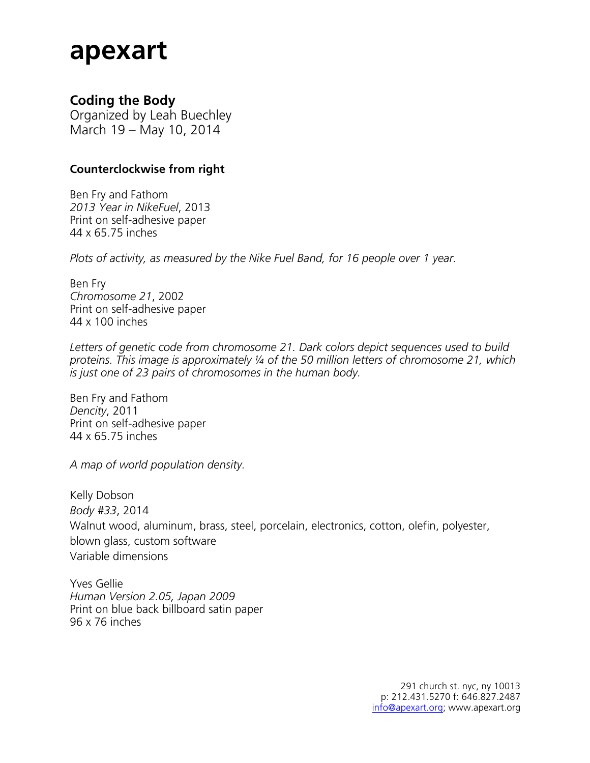# apexart

## Coding the Body

Organized by Leah Buechley
March 19 – May 10, 2014

**Counterclockwise from right**

Ben Fry and Fathom
*2013 Year in NikeFuel*, 2013
Print on self-adhesive paper
44 x 65.75 inches

*Plots of activity, as measured by the Nike Fuel Band, for 16 people over 1 year.*

Ben Fry
*Chromosome 21*, 2002
Print on self-adhesive paper
44 x 100 inches

*Letters of genetic code from chromosome 21. Dark colors depict sequences used to build proteins. This image is approximately ¼ of the 50 million letters of chromosome 21, which is just one of 23 pairs of chromosomes in the human body.*

Ben Fry and Fathom
*Dencity*, 2011
Print on self-adhesive paper
44 x 65.75 inches

*A map of world population density.*

Kelly Dobson
*Body #33*, 2014
Walnut wood, aluminum, brass, steel, porcelain, electronics, cotton, olefin, polyester, blown glass, custom software
Variable dimensions

Yves Gellie
*Human Version 2.05, Japan 2009*
Print on blue back billboard satin paper
96 x 76 inches

291 church st. nyc, ny 10013
p: 212.431.5270 f: 646.827.2487
info@apexart.org; www.apexart.org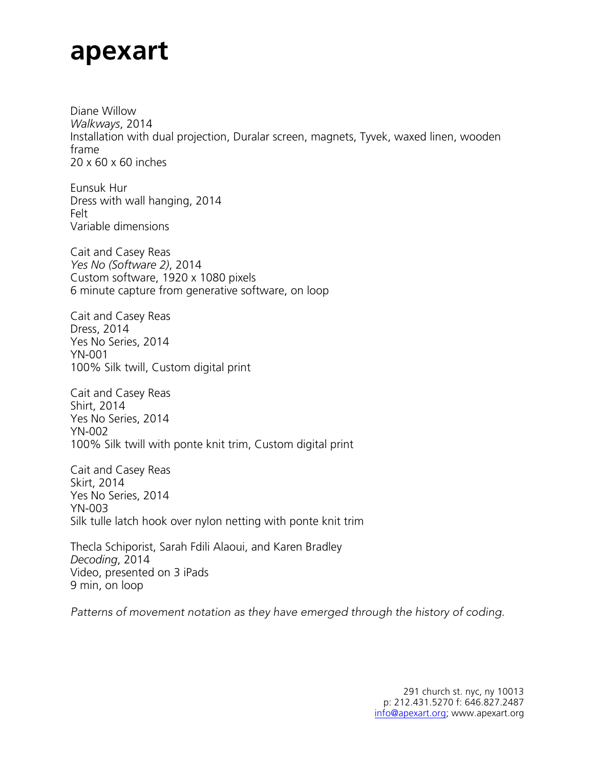Diane Willow
*Walkways*, 2014
Installation with dual projection, Duralar screen, magnets, Tyvek, waxed linen, wooden frame
20 x 60 x 60 inches

Eunsuk Hur
Dress with wall hanging, 2014
Felt
Variable dimensions

Cait and Casey Reas
*Yes No (Software 2)*, 2014
Custom software, 1920 x 1080 pixels
6 minute capture from generative software, on loop

Cait and Casey Reas
Dress, 2014
Yes No Series, 2014
YN-001
100% Silk twill, Custom digital print

Cait and Casey Reas
Shirt, 2014
Yes No Series, 2014
YN-002
100% Silk twill with ponte knit trim, Custom digital print

Cait and Casey Reas
Skirt, 2014
Yes No Series, 2014
YN-003
Silk tulle latch hook over nylon netting with ponte knit trim

Thecla Schiporist, Sarah Fdili Alaoui, and Karen Bradley
*Decoding*, 2014
Video, presented on 3 iPads
9 min, on loop

*Patterns of movement notation as they have emerged through the history of coding.*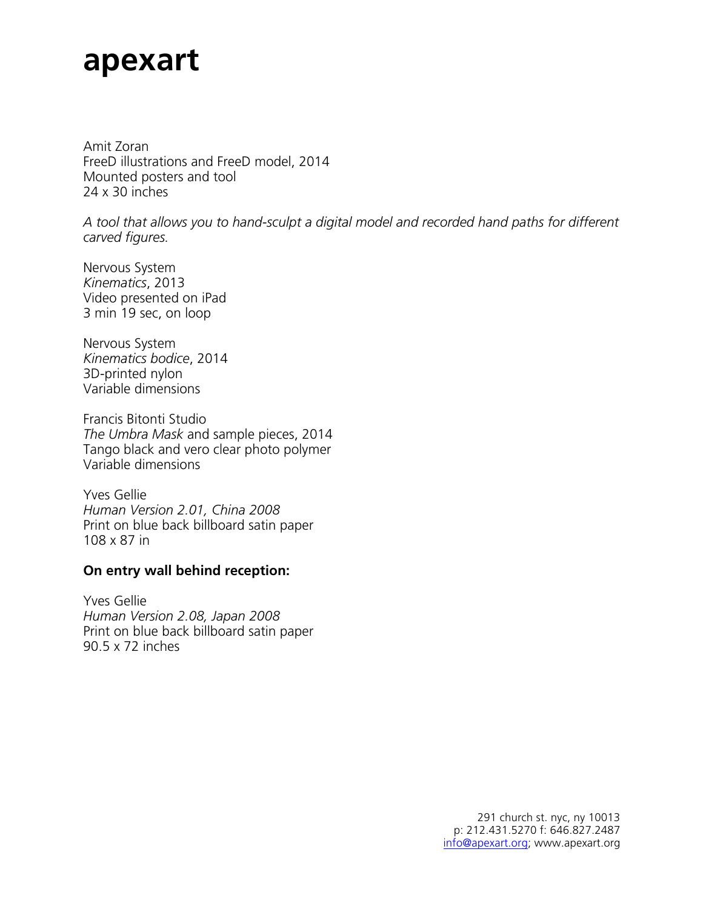# apexart

Amit Zoran
FreeD illustrations and FreeD model, 2014
Mounted posters and tool
24 x 30 inches

*A tool that allows you to hand-sculpt a digital model and recorded hand paths for different carved figures.*

Nervous System
*Kinematics*, 2013
Video presented on iPad
3 min 19 sec, on loop

Nervous System
*Kinematics bodice*, 2014
3D-printed nylon
Variable dimensions

Francis Bitonti Studio
*The Umbra Mask* and sample pieces, 2014
Tango black and vero clear photo polymer
Variable dimensions

Yves Gellie
*Human Version 2.01, China 2008*
Print on blue back billboard satin paper
108 x 87 in

**On entry wall behind reception:**

Yves Gellie
*Human Version 2.08, Japan 2008*
Print on blue back billboard satin paper
90.5 x 72 inches

291 church st. nyc, ny 10013
p: 212.431.5270 f: 646.827.2487
info@apexart.org; www.apexart.org